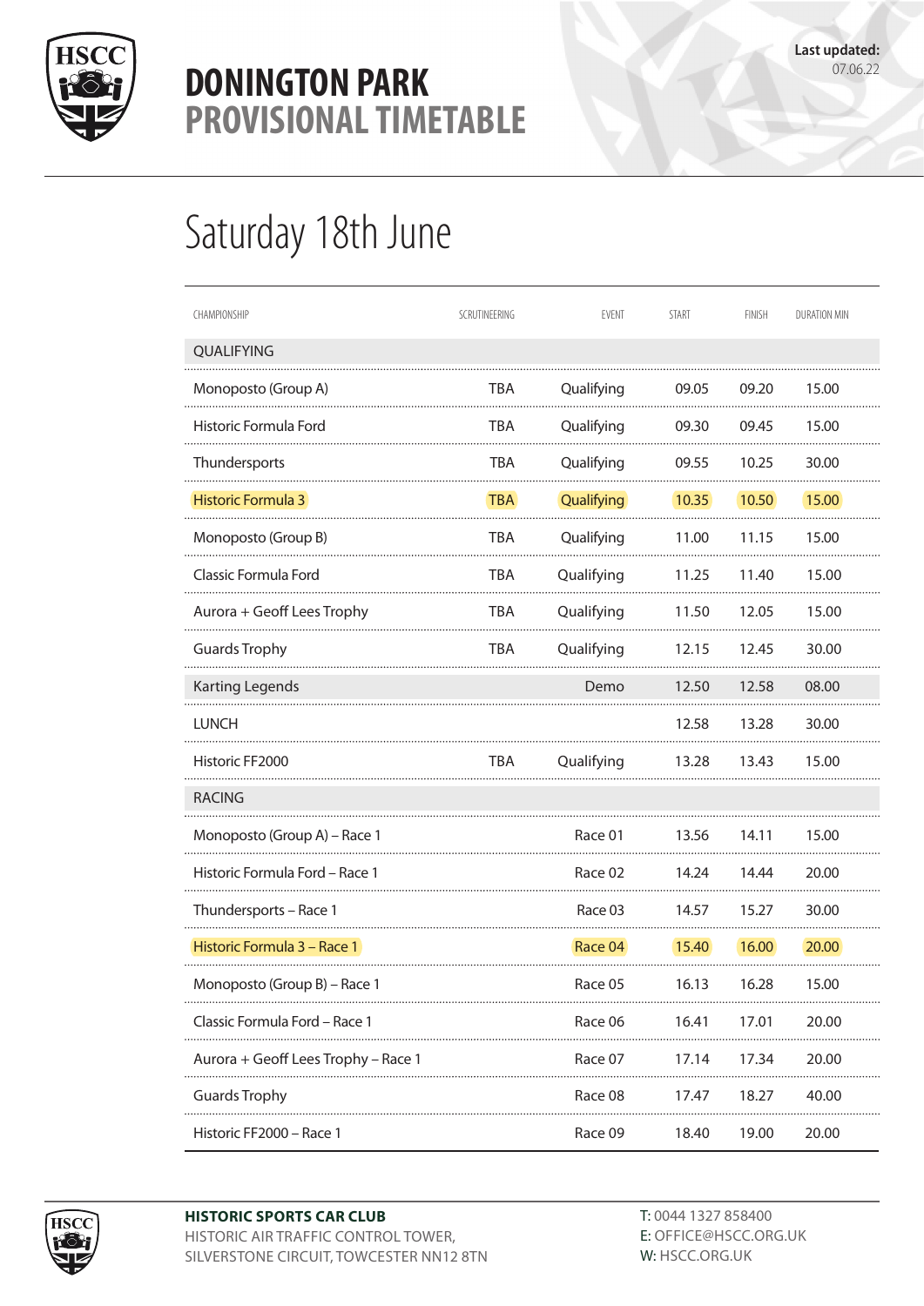# DONINGTON PARK
## PROVISIONAL TIMETABLE

**Last updated:** 07.06.22

# Saturday 18th June

| CHAMPIONSHIP | SCRUTINEERING | EVENT | START | FINISH | DURATION MIN |
|---|---|---|---|---|---|
| QUALIFYING | | | | | |
| Monoposto (Group A) | TBA | Qualifying | 09.05 | 09.20 | 15.00 |
| Historic Formula Ford | TBA | Qualifying | 09.30 | 09.45 | 15.00 |
| Thundersports | TBA | Qualifying | 09.55 | 10.25 | 30.00 |
| Historic Formula 3 | TBA | Qualifying | 10.35 | 10.50 | 15.00 |
| Monoposto (Group B) | TBA | Qualifying | 11.00 | 11.15 | 15.00 |
| Classic Formula Ford | TBA | Qualifying | 11.25 | 11.40 | 15.00 |
| Aurora + Geoff Lees Trophy | TBA | Qualifying | 11.50 | 12.05 | 15.00 |
| Guards Trophy | TBA | Qualifying | 12.15 | 12.45 | 30.00 |
| Karting Legends | | Demo | 12.50 | 12.58 | 08.00 |
| LUNCH | | | 12.58 | 13.28 | 30.00 |
| Historic FF2000 | TBA | Qualifying | 13.28 | 13.43 | 15.00 |
| RACING | | | | | |
| Monoposto (Group A) – Race 1 | | Race 01 | 13.56 | 14.11 | 15.00 |
| Historic Formula Ford – Race 1 | | Race 02 | 14.24 | 14.44 | 20.00 |
| Thundersports – Race 1 | | Race 03 | 14.57 | 15.27 | 30.00 |
| Historic Formula 3 – Race 1 | | Race 04 | 15.40 | 16.00 | 20.00 |
| Monoposto (Group B) – Race 1 | | Race 05 | 16.13 | 16.28 | 15.00 |
| Classic Formula Ford – Race 1 | | Race 06 | 16.41 | 17.01 | 20.00 |
| Aurora + Geoff Lees Trophy – Race 1 | | Race 07 | 17.14 | 17.34 | 20.00 |
| Guards Trophy | | Race 08 | 17.47 | 18.27 | 40.00 |
| Historic FF2000 – Race 1 | | Race 09 | 18.40 | 19.00 | 20.00 |

**HISTORIC SPORTS CAR CLUB**
HISTORIC AIR TRAFFIC CONTROL TOWER,
SILVERSTONE CIRCUIT, TOWCESTER NN12 8TN

T: 0044 1327 858400
E: OFFICE@HSCC.ORG.UK
W: HSCC.ORG.UK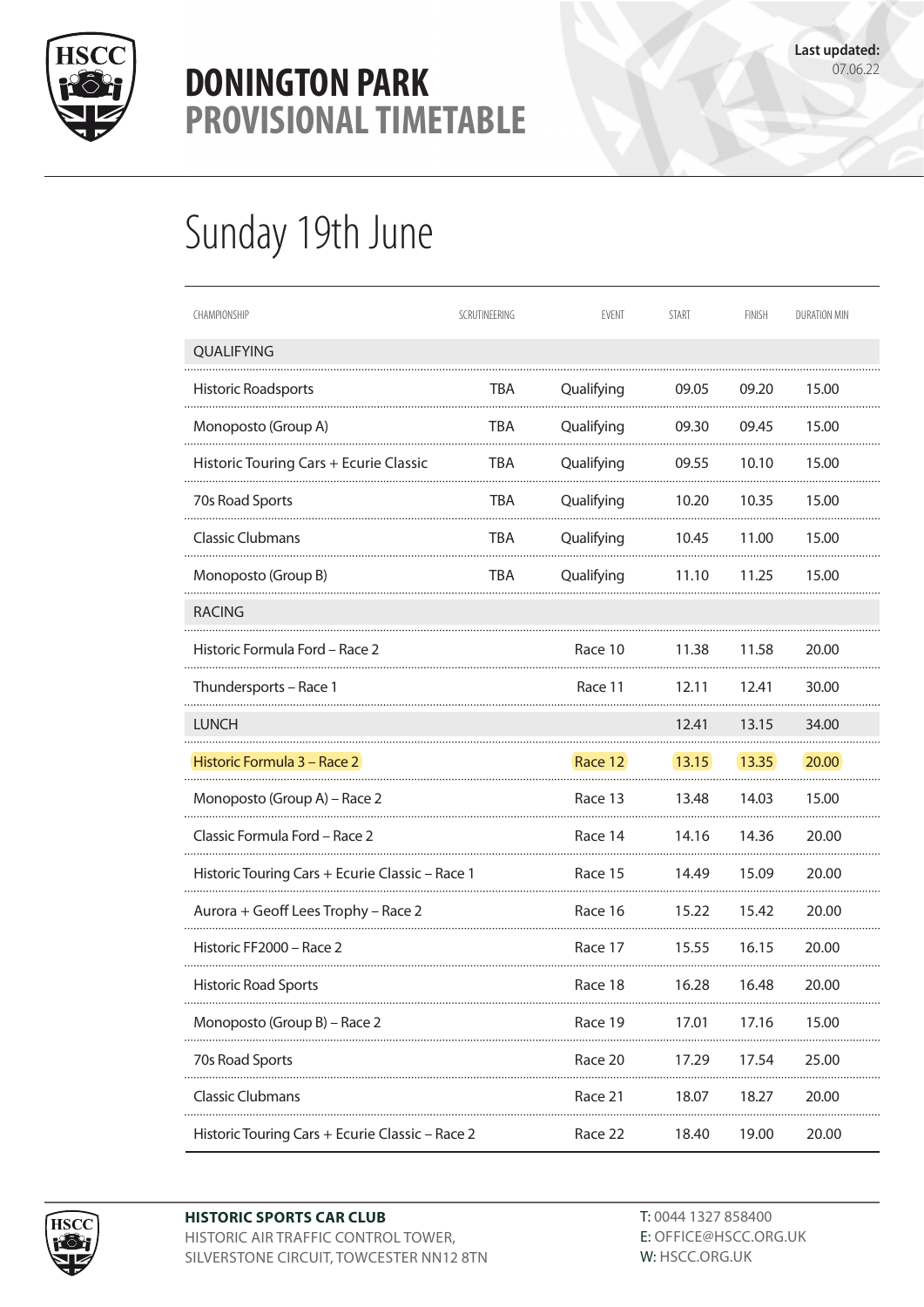# DONINGTON PARK
## PROVISIONAL TIMETABLE

Last updated: 07.06.22

# Sunday 19th June

| CHAMPIONSHIP | SCRUTINEERING | EVENT | START | FINISH | DURATION MIN |
|---|---|---|---|---|---|
| QUALIFYING | | | | | |
| Historic Roadsports | TBA | Qualifying | 09.05 | 09.20 | 15.00 |
| Monoposto (Group A) | TBA | Qualifying | 09.30 | 09.45 | 15.00 |
| Historic Touring Cars + Ecurie Classic | TBA | Qualifying | 09.55 | 10.10 | 15.00 |
| 70s Road Sports | TBA | Qualifying | 10.20 | 10.35 | 15.00 |
| Classic Clubmans | TBA | Qualifying | 10.45 | 11.00 | 15.00 |
| Monoposto (Group B) | TBA | Qualifying | 11.10 | 11.25 | 15.00 |
| RACING | | | | | |
| Historic Formula Ford – Race 2 | | Race 10 | 11.38 | 11.58 | 20.00 |
| Thundersports – Race 1 | | Race 11 | 12.11 | 12.41 | 30.00 |
| LUNCH | | | 12.41 | 13.15 | 34.00 |
| Historic Formula 3 – Race 2 | | Race 12 | 13.15 | 13.35 | 20.00 |
| Monoposto (Group A) – Race 2 | | Race 13 | 13.48 | 14.03 | 15.00 |
| Classic Formula Ford – Race 2 | | Race 14 | 14.16 | 14.36 | 20.00 |
| Historic Touring Cars + Ecurie Classic – Race 1 | | Race 15 | 14.49 | 15.09 | 20.00 |
| Aurora + Geoff Lees Trophy – Race 2 | | Race 16 | 15.22 | 15.42 | 20.00 |
| Historic FF2000 – Race 2 | | Race 17 | 15.55 | 16.15 | 20.00 |
| Historic Road Sports | | Race 18 | 16.28 | 16.48 | 20.00 |
| Monoposto (Group B) – Race 2 | | Race 19 | 17.01 | 17.16 | 15.00 |
| 70s Road Sports | | Race 20 | 17.29 | 17.54 | 25.00 |
| Classic Clubmans | | Race 21 | 18.07 | 18.27 | 20.00 |
| Historic Touring Cars + Ecurie Classic – Race 2 | | Race 22 | 18.40 | 19.00 | 20.00 |

**HISTORIC SPORTS CAR CLUB**
HISTORIC AIR TRAFFIC CONTROL TOWER,
SILVERSTONE CIRCUIT, TOWCESTER NN12 8TN

T: 0044 1327 858400
E: OFFICE@HSCC.ORG.UK
W: HSCC.ORG.UK